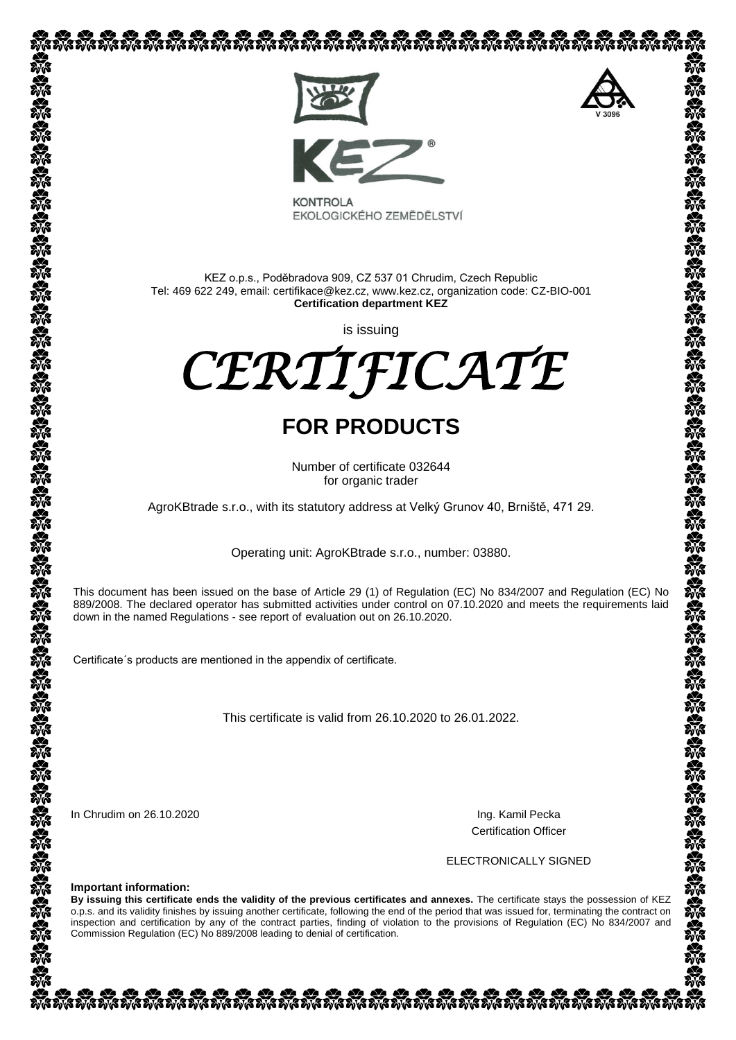KEZ®

KONTROLA
EKOLOGICKÉHO ZEMĚDĚLSTVÍ

V 3096

KEZ o.p.s., Poděbradova 909, CZ 537 01 Chrudim, Czech Republic
Tel: 469 622 249, email: certifikace@kez.cz, www.kez.cz, organization code: CZ-BIO-001
**Certification department KEZ**

is issuing

# *CERTIFICATE*

## FOR PRODUCTS

Number of certificate 032644
for organic trader

AgroKBtrade s.r.o., with its statutory address at Velký Grunov 40, Brniště, 471 29.

Operating unit: AgroKBtrade s.r.o., number: 03880.

This document has been issued on the base of Article 29 (1) of Regulation (EC) No 834/2007 and Regulation (EC) No 889/2008. The declared operator has submitted activities under control on 07.10.2020 and meets the requirements laid down in the named Regulations - see report of evaluation out on 26.10.2020.

Certificate´s products are mentioned in the appendix of certificate.

This certificate is valid from 26.10.2020 to 26.01.2022.

In Chrudim on 26.10.2020

Ing. Kamil Pecka
Certification Officer

ELECTRONICALLY SIGNED

**Important information:**
**By issuing this certificate ends the validity of the previous certificates and annexes.** The certificate stays the possession of KEZ o.p.s. and its validity finishes by issuing another certificate, following the end of the period that was issued for, terminating the contract on inspection and certification by any of the contract parties, finding of violation to the provisions of Regulation (EC) No 834/2007 and Commission Regulation (EC) No 889/2008 leading to denial of certification.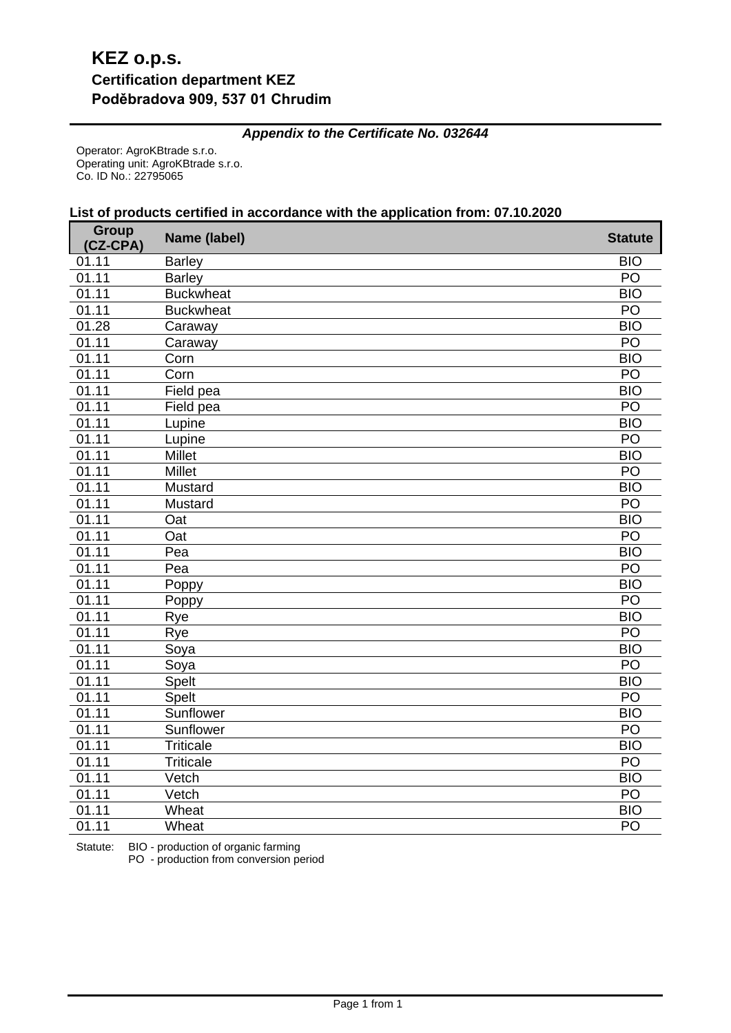# KEZ o.p.s.
## Certification department KEZ
## Poděbradova 909, 537 01 Chrudim

***Appendix to the Certificate No. 032644***

Operator: AgroKBtrade s.r.o.
Operating unit: AgroKBtrade s.r.o.
Co. ID No.: 22795065

**List of products certified in accordance with the application from: 07.10.2020**

| Group (CZ-CPA) | Name (label) | Statute |
|---|---|---|
| 01.11 | Barley | BIO |
| 01.11 | Barley | PO |
| 01.11 | Buckwheat | BIO |
| 01.11 | Buckwheat | PO |
| 01.28 | Caraway | BIO |
| 01.11 | Caraway | PO |
| 01.11 | Corn | BIO |
| 01.11 | Corn | PO |
| 01.11 | Field pea | BIO |
| 01.11 | Field pea | PO |
| 01.11 | Lupine | BIO |
| 01.11 | Lupine | PO |
| 01.11 | Millet | BIO |
| 01.11 | Millet | PO |
| 01.11 | Mustard | BIO |
| 01.11 | Mustard | PO |
| 01.11 | Oat | BIO |
| 01.11 | Oat | PO |
| 01.11 | Pea | BIO |
| 01.11 | Pea | PO |
| 01.11 | Poppy | BIO |
| 01.11 | Poppy | PO |
| 01.11 | Rye | BIO |
| 01.11 | Rye | PO |
| 01.11 | Soya | BIO |
| 01.11 | Soya | PO |
| 01.11 | Spelt | BIO |
| 01.11 | Spelt | PO |
| 01.11 | Sunflower | BIO |
| 01.11 | Sunflower | PO |
| 01.11 | Triticale | BIO |
| 01.11 | Triticale | PO |
| 01.11 | Vetch | BIO |
| 01.11 | Vetch | PO |
| 01.11 | Wheat | BIO |
| 01.11 | Wheat | PO |

Statute: BIO - production of organic farming
PO - production from conversion period